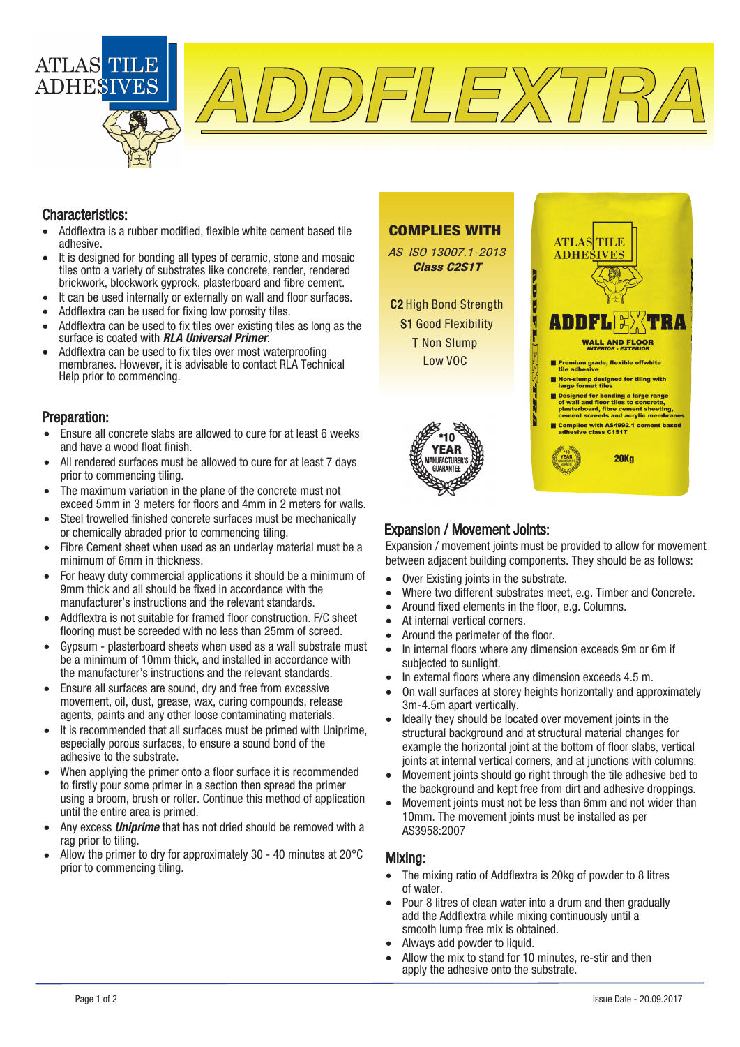ATLAS TILE ADHESIVES

# ADDFLEXTRA

## Characteristics:

- Addflextra is a rubber modified, flexible white cement based tile adhesive.
- It is designed for bonding all types of ceramic, stone and mosaic tiles onto a variety of substrates like concrete, render, rendered brickwork, blockwork gyprock, plasterboard and fibre cement.
- It can be used internally or externally on wall and floor surfaces.
- Addflextra can be used for fixing low porosity tiles.
- Addflextra can be used to fix tiles over existing tiles as long as the surface is coated with ***RLA Universal Primer***.
- Addflextra can be used to fix tiles over most waterproofing membranes. However, it is advisable to contact RLA Technical Help prior to commencing.

## Preparation:

- Ensure all concrete slabs are allowed to cure for at least 6 weeks and have a wood float finish.
- All rendered surfaces must be allowed to cure for at least 7 days prior to commencing tiling.
- The maximum variation in the plane of the concrete must not exceed 5mm in 3 meters for floors and 4mm in 2 meters for walls.
- Steel trowelled finished concrete surfaces must be mechanically or chemically abraded prior to commencing tiling.
- Fibre Cement sheet when used as an underlay material must be a minimum of 6mm in thickness.
- For heavy duty commercial applications it should be a minimum of 9mm thick and all should be fixed in accordance with the manufacturer's instructions and the relevant standards.
- Addflextra is not suitable for framed floor construction. F/C sheet flooring must be screeded with no less than 25mm of screed.
- Gypsum - plasterboard sheets when used as a wall substrate must be a minimum of 10mm thick, and installed in accordance with the manufacturer's instructions and the relevant standards.
- Ensure all surfaces are sound, dry and free from excessive movement, oil, dust, grease, wax, curing compounds, release agents, paints and any other loose contaminating materials.
- It is recommended that all surfaces must be primed with Uniprime, especially porous surfaces, to ensure a sound bond of the adhesive to the substrate.
- When applying the primer onto a floor surface it is recommended to firstly pour some primer in a section then spread the primer using a broom, brush or roller. Continue this method of application until the entire area is primed.
- Any excess ***Uniprime*** that has not dried should be removed with a rag prior to tiling.
- Allow the primer to dry for approximately 30 - 40 minutes at 20°C prior to commencing tiling.

**COMPLIES WITH**

***AS ISO 13007.1-2013 Class C2S1T***

**C2** High Bond Strength
**S1** Good Flexibility
**T** Non Slump
Low VOC

*10 YEAR MANUFACTURER'S GUARANTEE

ATLAS TILE ADHESIVES
ADDFLEXTRA
WALL AND FLOOR
*INTERIOR - EXTERIOR*

- Premium grade, flexible offwhite tile adhesive
- Non-slump designed for tiling with large format tiles
- Designed for bonding a large range of wall and floor tiles to concrete, plasterboard, fibre cement sheeting, cement screeds and acrylic membranes
- Complies with AS4992.1 cement based adhesive class C1S1T

20Kg

## Expansion / Movement Joints:

Expansion / movement joints must be provided to allow for movement between adjacent building components. They should be as follows:

- Over Existing joints in the substrate.
- Where two different substrates meet, e.g. Timber and Concrete.
- Around fixed elements in the floor, e.g. Columns.
- At internal vertical corners.
- Around the perimeter of the floor.
- In internal floors where any dimension exceeds 9m or 6m if subjected to sunlight.
- In external floors where any dimension exceeds 4.5 m.
- On wall surfaces at storey heights horizontally and approximately 3m-4.5m apart vertically.
- Ideally they should be located over movement joints in the structural background and at structural material changes for example the horizontal joint at the bottom of floor slabs, vertical joints at internal vertical corners, and at junctions with columns.
- Movement joints should go right through the tile adhesive bed to the background and kept free from dirt and adhesive droppings.
- Movement joints must not be less than 6mm and not wider than 10mm. The movement joints must be installed as per AS3958:2007

## Mixing:

- The mixing ratio of Addflextra is 20kg of powder to 8 litres of water.
- Pour 8 litres of clean water into a drum and then gradually add the Addflextra while mixing continuously until a smooth lump free mix is obtained.
- Always add powder to liquid.
- Allow the mix to stand for 10 minutes, re-stir and then apply the adhesive onto the substrate.

Issue Date - 20.09.2017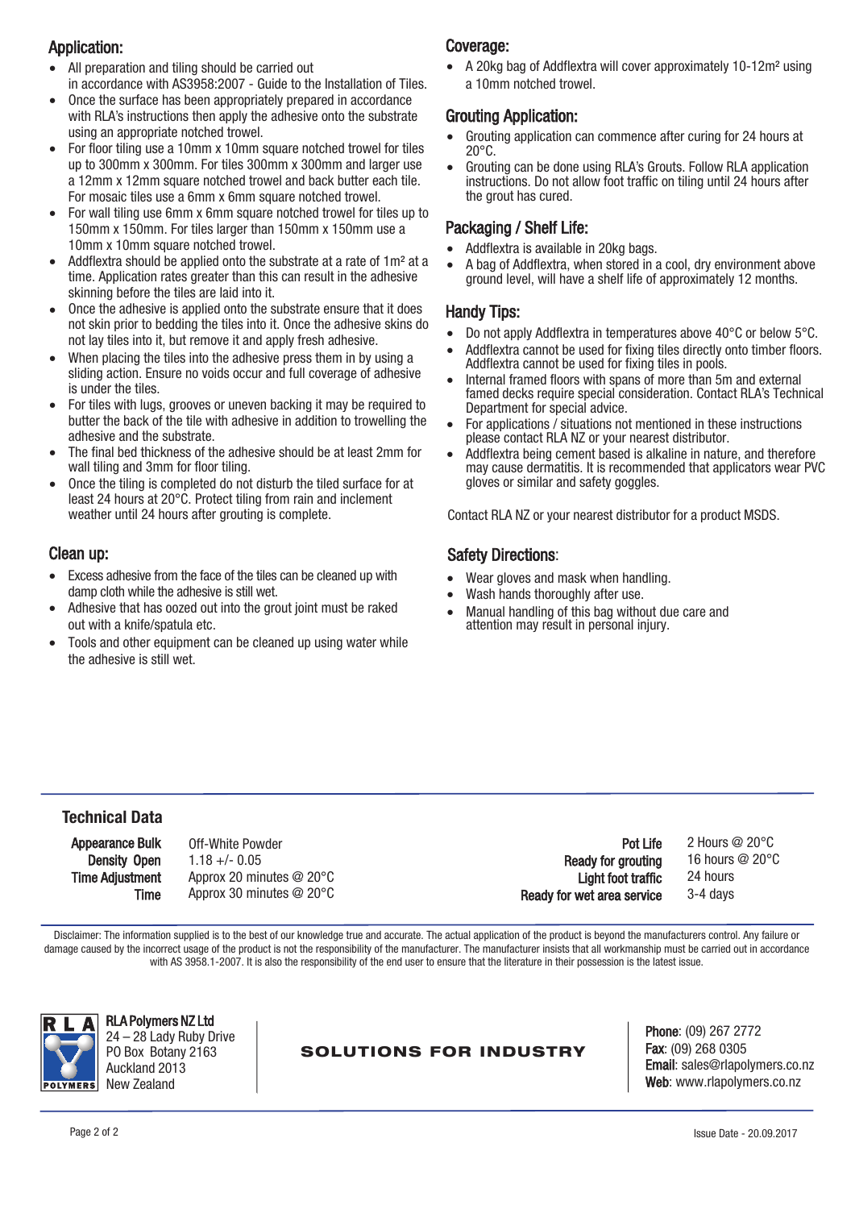## Application:

- All preparation and tiling should be carried out in accordance with AS3958:2007 - Guide to the Installation of Tiles.
- Once the surface has been appropriately prepared in accordance with RLA's instructions then apply the adhesive onto the substrate using an appropriate notched trowel.
- For floor tiling use a 10mm x 10mm square notched trowel for tiles up to 300mm x 300mm. For tiles 300mm x 300mm and larger use a 12mm x 12mm square notched trowel and back butter each tile. For mosaic tiles use a 6mm x 6mm square notched trowel.
- For wall tiling use 6mm x 6mm square notched trowel for tiles up to 150mm x 150mm. For tiles larger than 150mm x 150mm use a 10mm x 10mm square notched trowel.
- Addflextra should be applied onto the substrate at a rate of 1m² at a time. Application rates greater than this can result in the adhesive skinning before the tiles are laid into it.
- Once the adhesive is applied onto the substrate ensure that it does not skin prior to bedding the tiles into it. Once the adhesive skins do not lay tiles into it, but remove it and apply fresh adhesive.
- When placing the tiles into the adhesive press them in by using a sliding action. Ensure no voids occur and full coverage of adhesive is under the tiles.
- For tiles with lugs, grooves or uneven backing it may be required to butter the back of the tile with adhesive in addition to trowelling the adhesive and the substrate.
- The final bed thickness of the adhesive should be at least 2mm for wall tiling and 3mm for floor tiling.
- Once the tiling is completed do not disturb the tiled surface for at least 24 hours at 20°C. Protect tiling from rain and inclement weather until 24 hours after grouting is complete.

## Clean up:

- Excess adhesive from the face of the tiles can be cleaned up with damp cloth while the adhesive is still wet.
- Adhesive that has oozed out into the grout joint must be raked out with a knife/spatula etc.
- Tools and other equipment can be cleaned up using water while the adhesive is still wet.

## Coverage:

- A 20kg bag of Addflextra will cover approximately 10-12m² using a 10mm notched trowel.

## Grouting Application:

- Grouting application can commence after curing for 24 hours at 20°C.
- Grouting can be done using RLA's Grouts. Follow RLA application instructions. Do not allow foot traffic on tiling until 24 hours after the grout has cured.

## Packaging / Shelf Life:

- Addflextra is available in 20kg bags.
- A bag of Addflextra, when stored in a cool, dry environment above ground level, will have a shelf life of approximately 12 months.

## Handy Tips:

- Do not apply Addflextra in temperatures above 40°C or below 5°C.
- Addflextra cannot be used for fixing tiles directly onto timber floors. Addflextra cannot be used for fixing tiles in pools.
- Internal framed floors with spans of more than 5m and external famed decks require special consideration. Contact RLA's Technical Department for special advice.
- For applications / situations not mentioned in these instructions please contact RLA NZ or your nearest distributor.
- Addflextra being cement based is alkaline in nature, and therefore may cause dermatitis. It is recommended that applicators wear PVC gloves or similar and safety goggles.

Contact RLA NZ or your nearest distributor for a product MSDS.

## Safety Directions:

- Wear gloves and mask when handling.
- Wash hands thoroughly after use.
- Manual handling of this bag without due care and attention may result in personal injury.

## Technical Data

| | | | |
|---|---|---|---|
| **Appearance** | Off-White Powder | **Pot Life** | 2 Hours @ 20°C |
| **Bulk Density** | 1.18 +/- 0.05 | **Ready for grouting** | 16 hours @ 20°C |
| **Open Time** | Approx 20 minutes @ 20°C | **Light foot traffic** | 24 hours |
| **Adjustment Time** | Approx 30 minutes @ 20°C | **Ready for wet area service** | 3-4 days |

Disclaimer: The information supplied is to the best of our knowledge true and accurate. The actual application of the product is beyond the manufacturers control. Any failure or damage caused by the incorrect usage of the product is not the responsibility of the manufacturer. The manufacturer insists that all workmanship must be carried out in accordance with AS 3958.1-2007. It is also the responsibility of the end user to ensure that the literature in their possession is the latest issue.

**RLA Polymers NZ Ltd**
24 – 28 Lady Ruby Drive
PO Box Botany 2163
Auckland 2013
New Zealand

**SOLUTIONS FOR INDUSTRY**

**Phone**: (09) 267 2772
**Fax**: (09) 268 0305
**Email**: sales@rlapolymers.co.nz
**Web**: www.rlapolymers.co.nz

Issue Date - 20.09.2017